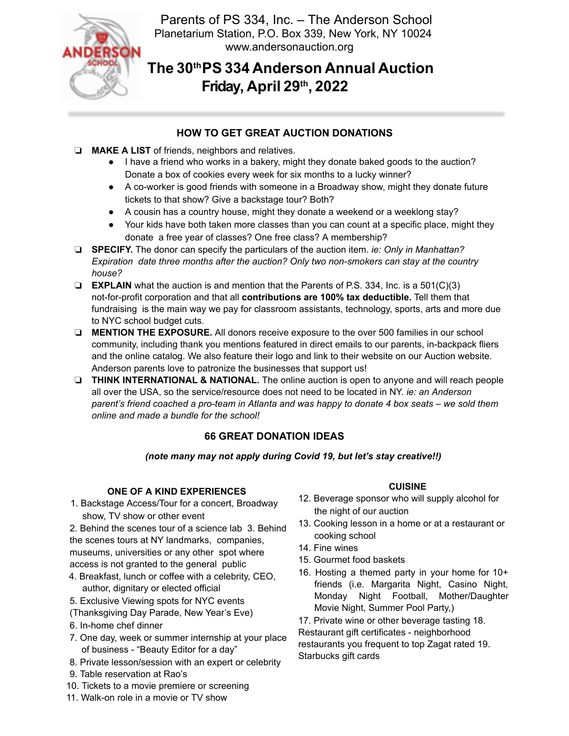Parents of PS 334, Inc. – The Anderson School
Planetarium Station, P.O. Box 339, New York, NY 10024
www.andersonauction.org

# The 30th PS 334 Anderson Annual Auction
# Friday, April 29th, 2022

## HOW TO GET GREAT AUCTION DONATIONS

- **MAKE A LIST** of friends, neighbors and relatives.
  - I have a friend who works in a bakery, might they donate baked goods to the auction? Donate a box of cookies every week for six months to a lucky winner?
  - A co-worker is good friends with someone in a Broadway show, might they donate future tickets to that show? Give a backstage tour? Both?
  - A cousin has a country house, might they donate a weekend or a weeklong stay?
  - Your kids have both taken more classes than you can count at a specific place, might they donate a free year of classes? One free class? A membership?
- **SPECIFY.** The donor can specify the particulars of the auction item. *ie: Only in Manhattan? Expiration date three months after the auction? Only two non-smokers can stay at the country house?*
- **EXPLAIN** what the auction is and mention that the Parents of P.S. 334, Inc. is a 501(C)(3) not-for-profit corporation and that all **contributions are 100% tax deductible.** Tell them that fundraising is the main way we pay for classroom assistants, technology, sports, arts and more due to NYC school budget cuts.
- **MENTION THE EXPOSURE.** All donors receive exposure to the over 500 families in our school community, including thank you mentions featured in direct emails to our parents, in-backpack fliers and the online catalog. We also feature their logo and link to their website on our Auction website. Anderson parents love to patronize the businesses that support us!
- **THINK INTERNATIONAL & NATIONAL.** The online auction is open to anyone and will reach people all over the USA, so the service/resource does not need to be located in NY. *ie: an Anderson parent's friend coached a pro-team in Atlanta and was happy to donate 4 box seats – we sold them online and made a bundle for the school!*

## 66 GREAT DONATION IDEAS

***(note many may not apply during Covid 19, but let's stay creative!!)***

### ONE OF A KIND EXPERIENCES

1. Backstage Access/Tour for a concert, Broadway show, TV show or other event
2. Behind the scenes tour of a science lab
3. Behind the scenes tours at NY landmarks, companies, museums, universities or any other spot where access is not granted to the general public
4. Breakfast, lunch or coffee with a celebrity, CEO, author, dignitary or elected official
5. Exclusive Viewing spots for NYC events (Thanksgiving Day Parade, New Year's Eve)
6. In-home chef dinner
7. One day, week or summer internship at your place of business - "Beauty Editor for a day"
8. Private lesson/session with an expert or celebrity
9. Table reservation at Rao's
10. Tickets to a movie premiere or screening
11. Walk-on role in a movie or TV show

### CUISINE

12. Beverage sponsor who will supply alcohol for the night of our auction
13. Cooking lesson in a home or at a restaurant or cooking school
14. Fine wines
15. Gourmet food baskets
16. Hosting a themed party in your home for 10+ friends (i.e. Margarita Night, Casino Night, Monday Night Football, Mother/Daughter Movie Night, Summer Pool Party,)
17. Private wine or other beverage tasting
18. Restaurant gift certificates - neighborhood restaurants you frequent to top Zagat rated
19. Starbucks gift cards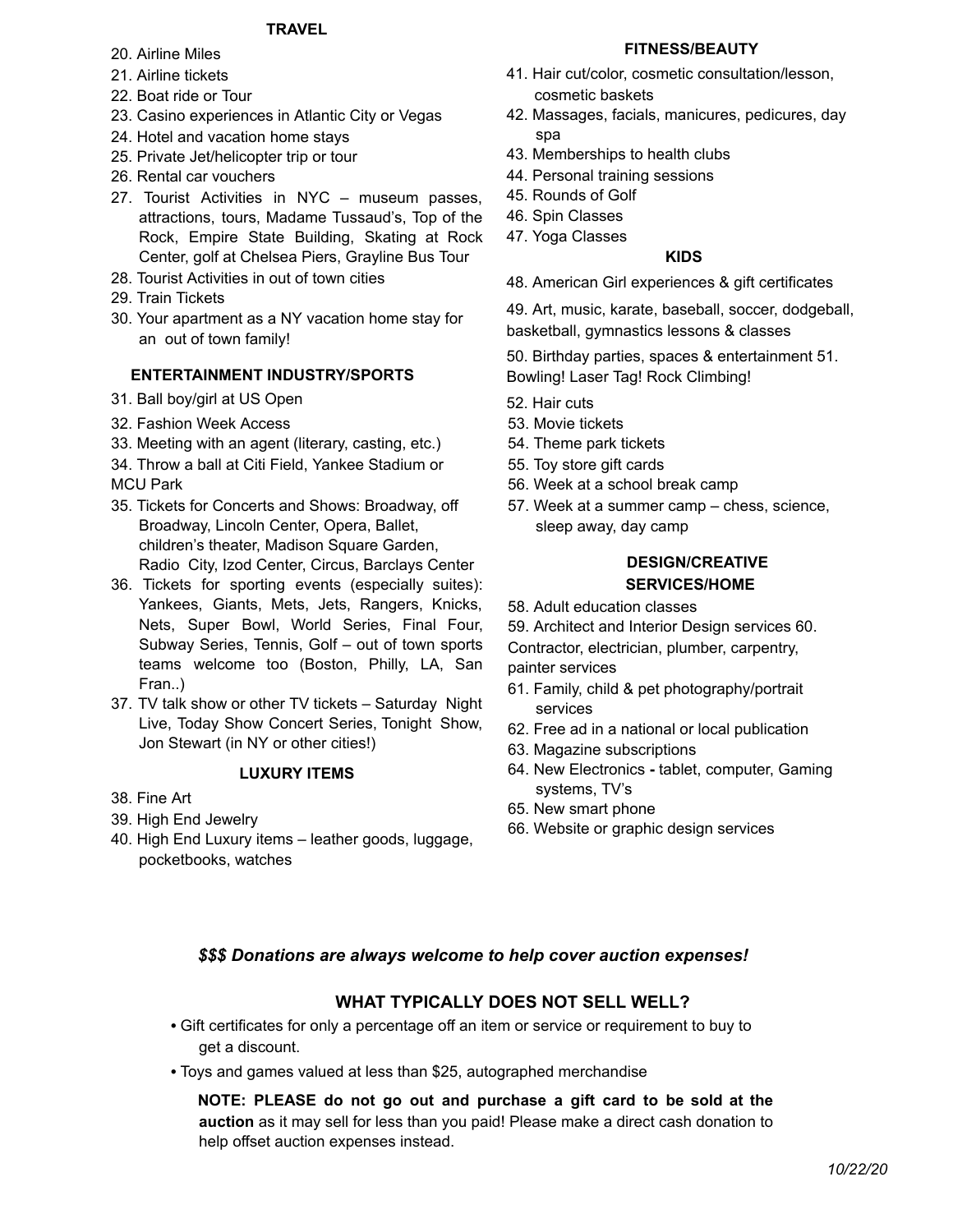## TRAVEL

20. Airline Miles
21. Airline tickets
22. Boat ride or Tour
23. Casino experiences in Atlantic City or Vegas
24. Hotel and vacation home stays
25. Private Jet/helicopter trip or tour
26. Rental car vouchers
27. Tourist Activities in NYC – museum passes, attractions, tours, Madame Tussaud's, Top of the Rock, Empire State Building, Skating at Rock Center, golf at Chelsea Piers, Grayline Bus Tour
28. Tourist Activities in out of town cities
29. Train Tickets
30. Your apartment as a NY vacation home stay for an out of town family!

## ENTERTAINMENT INDUSTRY/SPORTS

31. Ball boy/girl at US Open
32. Fashion Week Access
33. Meeting with an agent (literary, casting, etc.)
34. Throw a ball at Citi Field, Yankee Stadium or MCU Park
35. Tickets for Concerts and Shows: Broadway, off Broadway, Lincoln Center, Opera, Ballet, children's theater, Madison Square Garden, Radio City, Izod Center, Circus, Barclays Center
36. Tickets for sporting events (especially suites): Yankees, Giants, Mets, Jets, Rangers, Knicks, Nets, Super Bowl, World Series, Final Four, Subway Series, Tennis, Golf – out of town sports teams welcome too (Boston, Philly, LA, San Fran..)
37. TV talk show or other TV tickets – Saturday Night Live, Today Show Concert Series, Tonight Show, Jon Stewart (in NY or other cities!)

## LUXURY ITEMS

38. Fine Art
39. High End Jewelry
40. High End Luxury items – leather goods, luggage, pocketbooks, watches

## FITNESS/BEAUTY

41. Hair cut/color, cosmetic consultation/lesson, cosmetic baskets
42. Massages, facials, manicures, pedicures, day spa
43. Memberships to health clubs
44. Personal training sessions
45. Rounds of Golf
46. Spin Classes
47. Yoga Classes

## KIDS

48. American Girl experiences & gift certificates
49. Art, music, karate, baseball, soccer, dodgeball, basketball, gymnastics lessons & classes
50. Birthday parties, spaces & entertainment
51. Bowling! Laser Tag! Rock Climbing!
52. Hair cuts
53. Movie tickets
54. Theme park tickets
55. Toy store gift cards
56. Week at a school break camp
57. Week at a summer camp – chess, science, sleep away, day camp

## DESIGN/CREATIVE SERVICES/HOME

58. Adult education classes
59. Architect and Interior Design services
60. Contractor, electrician, plumber, carpentry, painter services
61. Family, child & pet photography/portrait services
62. Free ad in a national or local publication
63. Magazine subscriptions
64. New Electronics **-** tablet, computer, Gaming systems, TV's
65. New smart phone
66. Website or graphic design services

***$$$ Donations are always welcome to help cover auction expenses!***

## WHAT TYPICALLY DOES NOT SELL WELL?

- Gift certificates for only a percentage off an item or service or requirement to buy to get a discount.
- Toys and games valued at less than $25, autographed merchandise

**NOTE: PLEASE do not go out and purchase a gift card to be sold at the auction** as it may sell for less than you paid! Please make a direct cash donation to help offset auction expenses instead.

*10/22/20*